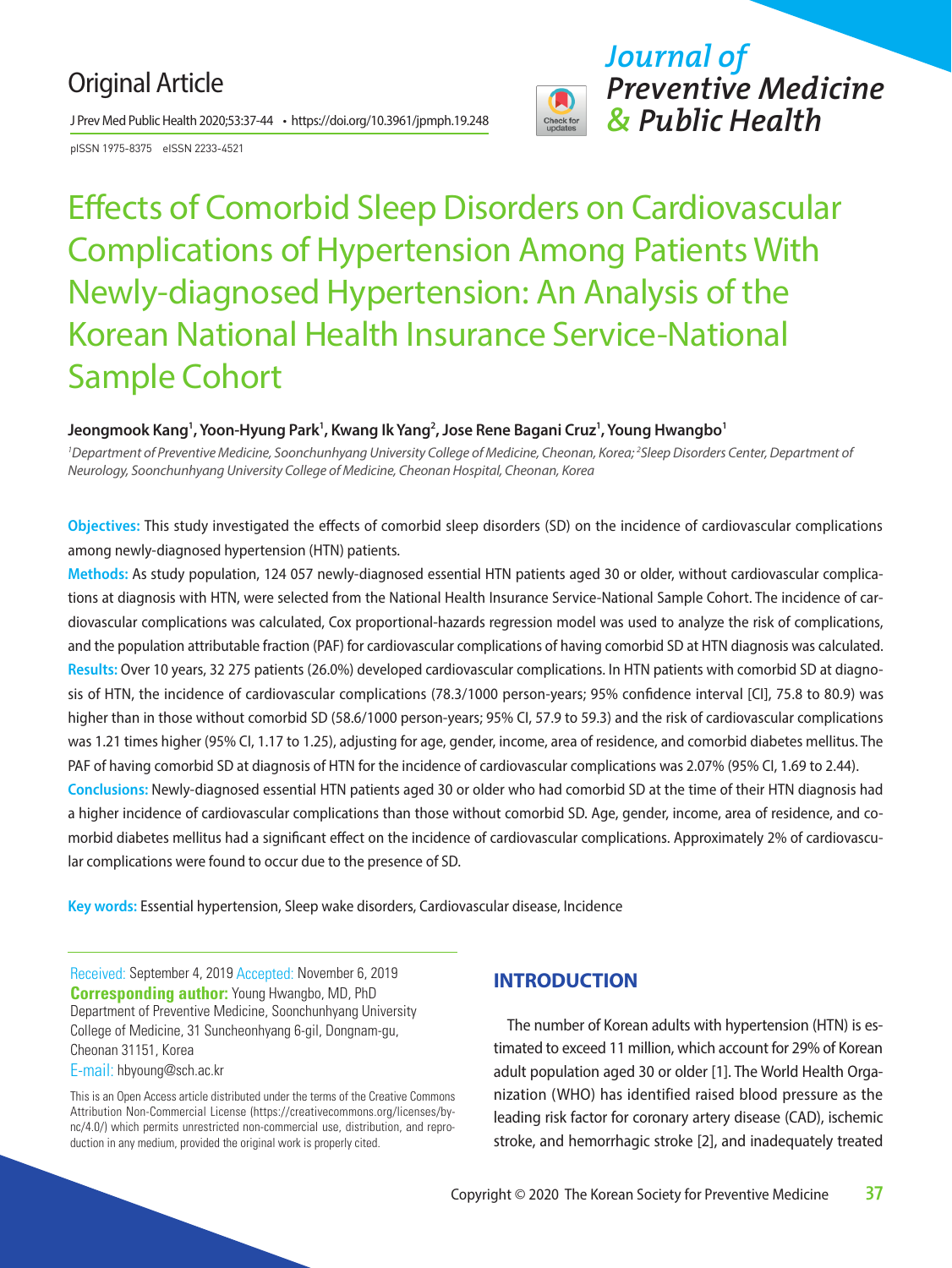Original Article

# Effects of Comorbid Sleep Disorders on Cardiovascular Complications of Hypertension Among Patients With Newly-diagnosed Hypertension: An Analysis of the Korean National Health Insurance Service-National Sample Cohort

**Jeongmook Kang[1], Yoon-Hyung Park[1], Kwang Ik Yang[2], Jose Rene Bagani Cruz[1], Young Hwangbo[1]**

*[1]Department of Preventive Medicine, Soonchunhyang University College of Medicine, Cheonan, Korea; [2]Sleep Disorders Center, Department of Neurology, Soonchunhyang University College of Medicine, Cheonan Hospital, Cheonan, Korea*

**Objectives:** This study investigated the effects of comorbid sleep disorders (SD) on the incidence of cardiovascular complications among newly-diagnosed hypertension (HTN) patients.

**Methods:** As study population, 124 057 newly-diagnosed essential HTN patients aged 30 or older, without cardiovascular complications at diagnosis with HTN, were selected from the National Health Insurance Service-National Sample Cohort. The incidence of cardiovascular complications was calculated, Cox proportional-hazards regression model was used to analyze the risk of complications, and the population attributable fraction (PAF) for cardiovascular complications of having comorbid SD at HTN diagnosis was calculated.

**Results:** Over 10 years, 32 275 patients (26.0%) developed cardiovascular complications. In HTN patients with comorbid SD at diagnosis of HTN, the incidence of cardiovascular complications (78.3/1000 person-years; 95% confidence interval [CI], 75.8 to 80.9) was higher than in those without comorbid SD (58.6/1000 person-years; 95% CI, 57.9 to 59.3) and the risk of cardiovascular complications was 1.21 times higher (95% CI, 1.17 to 1.25), adjusting for age, gender, income, area of residence, and comorbid diabetes mellitus. The PAF of having comorbid SD at diagnosis of HTN for the incidence of cardiovascular complications was 2.07% (95% CI, 1.69 to 2.44).

**Conclusions:** Newly-diagnosed essential HTN patients aged 30 or older who had comorbid SD at the time of their HTN diagnosis had a higher incidence of cardiovascular complications than those without comorbid SD. Age, gender, income, area of residence, and comorbid diabetes mellitus had a significant effect on the incidence of cardiovascular complications. Approximately 2% of cardiovascular complications were found to occur due to the presence of SD.

**Key words:** Essential hypertension, Sleep wake disorders, Cardiovascular disease, Incidence

Received: September 4, 2019 Accepted: November 6, 2019

**Corresponding author:** Young Hwangbo, MD, PhD
Department of Preventive Medicine, Soonchunhyang University College of Medicine, 31 Suncheonhyang 6-gil, Dongnam-gu, Cheonan 31151, Korea
E-mail: hbyoung@sch.ac.kr

This is an Open Access article distributed under the terms of the Creative Commons Attribution Non-Commercial License (https://creativecommons.org/licenses/by-nc/4.0/) which permits unrestricted non-commercial use, distribution, and reproduction in any medium, provided the original work is properly cited.

## INTRODUCTION

The number of Korean adults with hypertension (HTN) is estimated to exceed 11 million, which account for 29% of Korean adult population aged 30 or older [1]. The World Health Organization (WHO) has identified raised blood pressure as the leading risk factor for coronary artery disease (CAD), ischemic stroke, and hemorrhagic stroke [2], and inadequately treated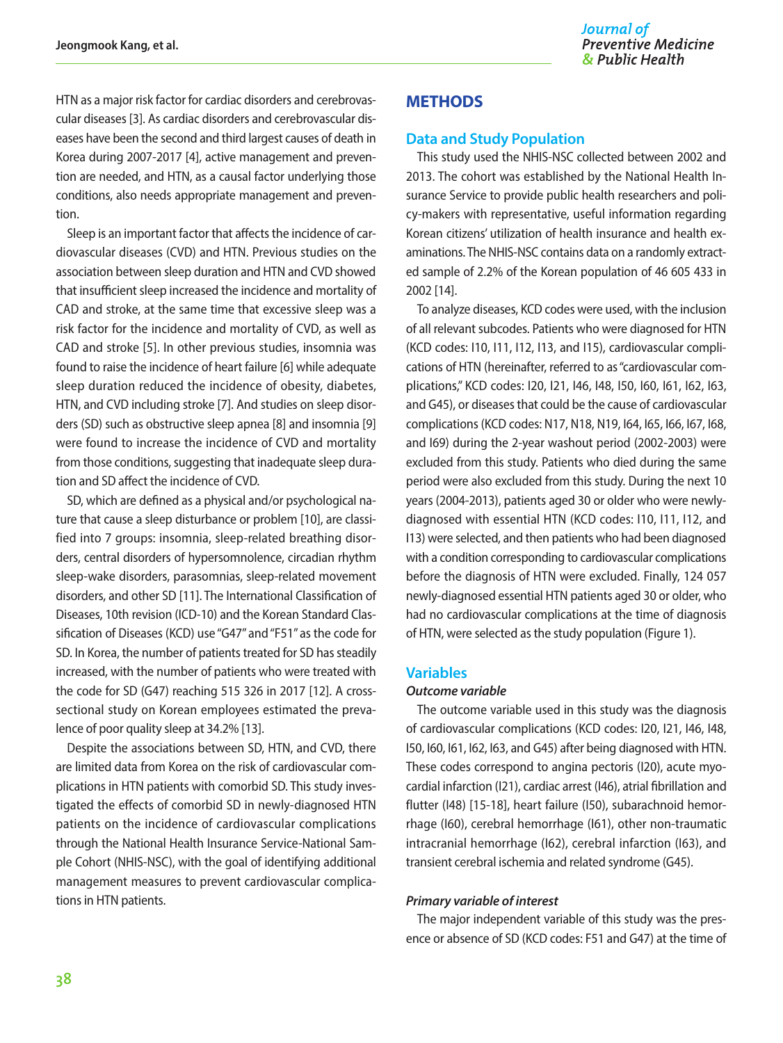HTN as a major risk factor for cardiac disorders and cerebrovascular diseases [3]. As cardiac disorders and cerebrovascular diseases have been the second and third largest causes of death in Korea during 2007-2017 [4], active management and prevention are needed, and HTN, as a causal factor underlying those conditions, also needs appropriate management and prevention.

Sleep is an important factor that affects the incidence of cardiovascular diseases (CVD) and HTN. Previous studies on the association between sleep duration and HTN and CVD showed that insufficient sleep increased the incidence and mortality of CAD and stroke, at the same time that excessive sleep was a risk factor for the incidence and mortality of CVD, as well as CAD and stroke [5]. In other previous studies, insomnia was found to raise the incidence of heart failure [6] while adequate sleep duration reduced the incidence of obesity, diabetes, HTN, and CVD including stroke [7]. And studies on sleep disorders (SD) such as obstructive sleep apnea [8] and insomnia [9] were found to increase the incidence of CVD and mortality from those conditions, suggesting that inadequate sleep duration and SD affect the incidence of CVD.

SD, which are defined as a physical and/or psychological nature that cause a sleep disturbance or problem [10], are classified into 7 groups: insomnia, sleep-related breathing disorders, central disorders of hypersomnolence, circadian rhythm sleep-wake disorders, parasomnias, sleep-related movement disorders, and other SD [11]. The International Classification of Diseases, 10th revision (ICD-10) and the Korean Standard Classification of Diseases (KCD) use "G47" and "F51" as the code for SD. In Korea, the number of patients treated for SD has steadily increased, with the number of patients who were treated with the code for SD (G47) reaching 515 326 in 2017 [12]. A cross-sectional study on Korean employees estimated the prevalence of poor quality sleep at 34.2% [13].

Despite the associations between SD, HTN, and CVD, there are limited data from Korea on the risk of cardiovascular complications in HTN patients with comorbid SD. This study investigated the effects of comorbid SD in newly-diagnosed HTN patients on the incidence of cardiovascular complications through the National Health Insurance Service-National Sample Cohort (NHIS-NSC), with the goal of identifying additional management measures to prevent cardiovascular complications in HTN patients.

# METHODS

## Data and Study Population

This study used the NHIS-NSC collected between 2002 and 2013. The cohort was established by the National Health Insurance Service to provide public health researchers and policy-makers with representative, useful information regarding Korean citizens' utilization of health insurance and health examinations. The NHIS-NSC contains data on a randomly extracted sample of 2.2% of the Korean population of 46 605 433 in 2002 [14].

To analyze diseases, KCD codes were used, with the inclusion of all relevant subcodes. Patients who were diagnosed for HTN (KCD codes: I10, I11, I12, I13, and I15), cardiovascular complications of HTN (hereinafter, referred to as "cardiovascular complications," KCD codes: I20, I21, I46, I48, I50, I60, I61, I62, I63, and G45), or diseases that could be the cause of cardiovascular complications (KCD codes: N17, N18, N19, I64, I65, I66, I67, I68, and I69) during the 2-year washout period (2002-2003) were excluded from this study. Patients who died during the same period were also excluded from this study. During the next 10 years (2004-2013), patients aged 30 or older who were newly-diagnosed with essential HTN (KCD codes: I10, I11, I12, and I13) were selected, and then patients who had been diagnosed with a condition corresponding to cardiovascular complications before the diagnosis of HTN were excluded. Finally, 124 057 newly-diagnosed essential HTN patients aged 30 or older, who had no cardiovascular complications at the time of diagnosis of HTN, were selected as the study population (Figure 1).

## Variables

### *Outcome variable*

The outcome variable used in this study was the diagnosis of cardiovascular complications (KCD codes: I20, I21, I46, I48, I50, I60, I61, I62, I63, and G45) after being diagnosed with HTN. These codes correspond to angina pectoris (I20), acute myocardial infarction (I21), cardiac arrest (I46), atrial fibrillation and flutter (I48) [15-18], heart failure (I50), subarachnoid hemorrhage (I60), cerebral hemorrhage (I61), other non-traumatic intracranial hemorrhage (I62), cerebral infarction (I63), and transient cerebral ischemia and related syndrome (G45).

### *Primary variable of interest*

The major independent variable of this study was the presence or absence of SD (KCD codes: F51 and G47) at the time of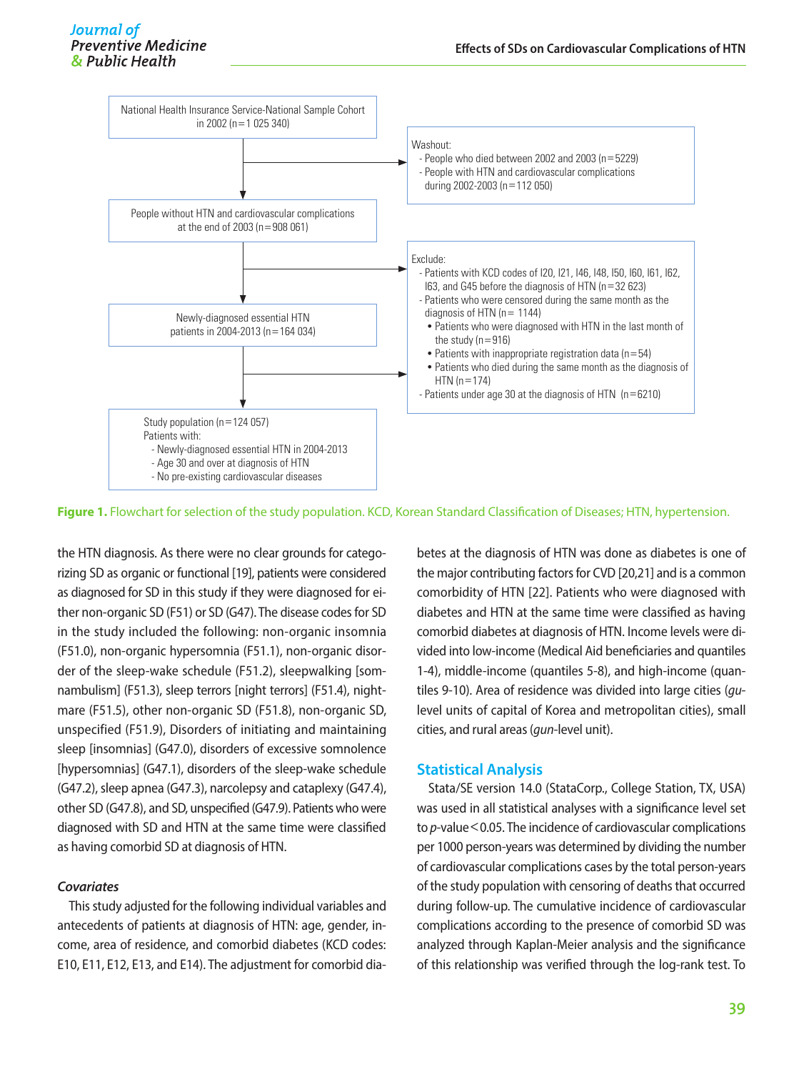National Health Insurance Service-National Sample Cohort in 2002 (n=1 025 340)

Washout:
- People who died between 2002 and 2003 (n=5229)
- People with HTN and cardiovascular complications during 2002-2003 (n=112 050)

People without HTN and cardiovascular complications at the end of 2003 (n=908 061)

Exclude:
- Patients with KCD codes of I20, I21, I46, I48, I50, I60, I61, I62, I63, and G45 before the diagnosis of HTN (n=32 623)
- Patients who were censored during the same month as the diagnosis of HTN (n= 1144)
  - Patients who were diagnosed with HTN in the last month of the study (n=916)
  - Patients with inappropriate registration data (n=54)
  - Patients who died during the same month as the diagnosis of HTN (n=174)
- Patients under age 30 at the diagnosis of HTN (n=6210)

Newly-diagnosed essential HTN patients in 2004-2013 (n=164 034)

Study population (n=124 057)
Patients with:
- Newly-diagnosed essential HTN in 2004-2013
- Age 30 and over at diagnosis of HTN
- No pre-existing cardiovascular diseases

**Figure 1.** Flowchart for selection of the study population. KCD, Korean Standard Classification of Diseases; HTN, hypertension.

the HTN diagnosis. As there were no clear grounds for categorizing SD as organic or functional [19], patients were considered as diagnosed for SD in this study if they were diagnosed for either non-organic SD (F51) or SD (G47). The disease codes for SD in the study included the following: non-organic insomnia (F51.0), non-organic hypersomnia (F51.1), non-organic disorder of the sleep-wake schedule (F51.2), sleepwalking [somnambulism] (F51.3), sleep terrors [night terrors] (F51.4), nightmare (F51.5), other non-organic SD (F51.8), non-organic SD, unspecified (F51.9), Disorders of initiating and maintaining sleep [insomnias] (G47.0), disorders of excessive somnolence [hypersomnias] (G47.1), disorders of the sleep-wake schedule (G47.2), sleep apnea (G47.3), narcolepsy and cataplexy (G47.4), other SD (G47.8), and SD, unspecified (G47.9). Patients who were diagnosed with SD and HTN at the same time were classified as having comorbid SD at diagnosis of HTN.

### *Covariates*

This study adjusted for the following individual variables and antecedents of patients at diagnosis of HTN: age, gender, income, area of residence, and comorbid diabetes (KCD codes: E10, E11, E12, E13, and E14). The adjustment for comorbid diabetes at the diagnosis of HTN was done as diabetes is one of the major contributing factors for CVD [20,21] and is a common comorbidity of HTN [22]. Patients who were diagnosed with diabetes and HTN at the same time were classified as having comorbid diabetes at diagnosis of HTN. Income levels were divided into low-income (Medical Aid beneficiaries and quantiles 1-4), middle-income (quantiles 5-8), and high-income (quantiles 9-10). Area of residence was divided into large cities (*gu*-level units of capital of Korea and metropolitan cities), small cities, and rural areas (*gun*-level unit).

## Statistical Analysis

Stata/SE version 14.0 (StataCorp., College Station, TX, USA) was used in all statistical analyses with a significance level set to $p$-value $<0.05$. The incidence of cardiovascular complications per 1000 person-years was determined by dividing the number of cardiovascular complications cases by the total person-years of the study population with censoring of deaths that occurred during follow-up. The cumulative incidence of cardiovascular complications according to the presence of comorbid SD was analyzed through Kaplan-Meier analysis and the significance of this relationship was verified through the log-rank test. To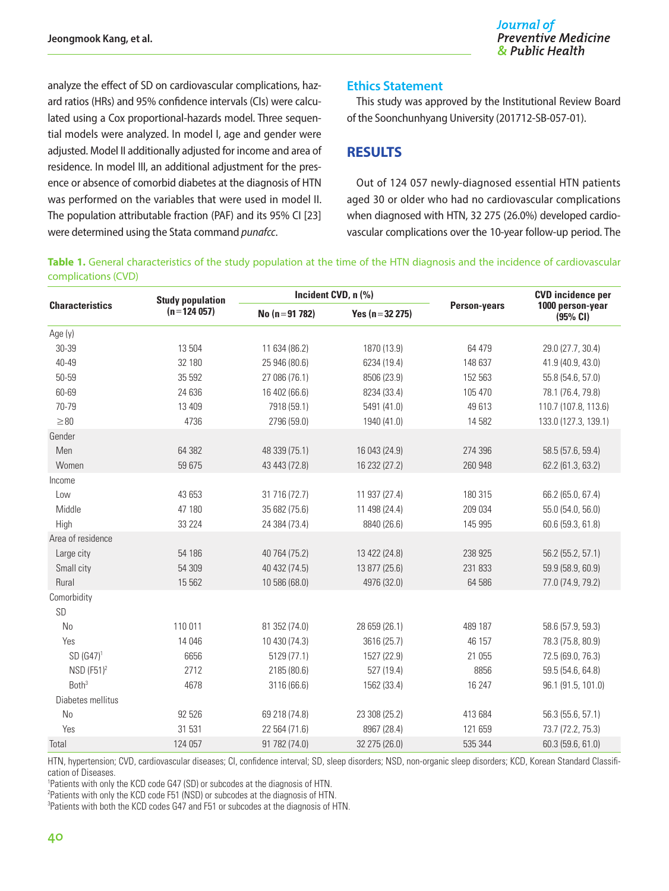analyze the effect of SD on cardiovascular complications, hazard ratios (HRs) and 95% confidence intervals (CIs) were calculated using a Cox proportional-hazards model. Three sequential models were analyzed. In model I, age and gender were adjusted. Model II additionally adjusted for income and area of residence. In model III, an additional adjustment for the presence or absence of comorbid diabetes at the diagnosis of HTN was performed on the variables that were used in model II. The population attributable fraction (PAF) and its 95% CI [23] were determined using the Stata command *punafcc*.

## Ethics Statement

This study was approved by the Institutional Review Board of the Soonchunhyang University (201712-SB-057-01).

# RESULTS

Out of 124 057 newly-diagnosed essential HTN patients aged 30 or older who had no cardiovascular complications when diagnosed with HTN, 32 275 (26.0%) developed cardiovascular complications over the 10-year follow-up period. The

**Table 1.** General characteristics of the study population at the time of the HTN diagnosis and the incidence of cardiovascular complications (CVD)

| Characteristics | Study population (n=124 057) | Incident CVD, n (%) | | Person-years | CVD incidence per 1000 person-year (95% CI) |
|---|---|---|---|---|---|
| | | No (n=91 782) | Yes (n=32 275) | | |
| Age (y) | | | | | |
| 30-39 | 13 504 | 11 634 (86.2) | 1870 (13.9) | 64 479 | 29.0 (27.7, 30.4) |
| 40-49 | 32 180 | 25 946 (80.6) | 6234 (19.4) | 148 637 | 41.9 (40.9, 43.0) |
| 50-59 | 35 592 | 27 086 (76.1) | 8506 (23.9) | 152 563 | 55.8 (54.6, 57.0) |
| 60-69 | 24 636 | 16 402 (66.6) | 8234 (33.4) | 105 470 | 78.1 (76.4, 79.8) |
| 70-79 | 13 409 | 7918 (59.1) | 5491 (41.0) | 49 613 | 110.7 (107.8, 113.6) |
| ≥80 | 4736 | 2796 (59.0) | 1940 (41.0) | 14 582 | 133.0 (127.3, 139.1) |
| Gender | | | | | |
| Men | 64 382 | 48 339 (75.1) | 16 043 (24.9) | 274 396 | 58.5 (57.6, 59.4) |
| Women | 59 675 | 43 443 (72.8) | 16 232 (27.2) | 260 948 | 62.2 (61.3, 63.2) |
| Income | | | | | |
| Low | 43 653 | 31 716 (72.7) | 11 937 (27.4) | 180 315 | 66.2 (65.0, 67.4) |
| Middle | 47 180 | 35 682 (75.6) | 11 498 (24.4) | 209 034 | 55.0 (54.0, 56.0) |
| High | 33 224 | 24 384 (73.4) | 8840 (26.6) | 145 995 | 60.6 (59.3, 61.8) |
| Area of residence | | | | | |
| Large city | 54 186 | 40 764 (75.2) | 13 422 (24.8) | 238 925 | 56.2 (55.2, 57.1) |
| Small city | 54 309 | 40 432 (74.5) | 13 877 (25.6) | 231 833 | 59.9 (58.9, 60.9) |
| Rural | 15 562 | 10 586 (68.0) | 4976 (32.0) | 64 586 | 77.0 (74.9, 79.2) |
| Comorbidity | | | | | |
| SD | | | | | |
| No | 110 011 | 81 352 (74.0) | 28 659 (26.1) | 489 187 | 58.6 (57.9, 59.3) |
| Yes | 14 046 | 10 430 (74.3) | 3616 (25.7) | 46 157 | 78.3 (75.8, 80.9) |
| SD (G47)[1] | 6656 | 5129 (77.1) | 1527 (22.9) | 21 055 | 72.5 (69.0, 76.3) |
| NSD (F51)[2] | 2712 | 2185 (80.6) | 527 (19.4) | 8856 | 59.5 (54.6, 64.8) |
| Both[3] | 4678 | 3116 (66.6) | 1562 (33.4) | 16 247 | 96.1 (91.5, 101.0) |
| Diabetes mellitus | | | | | |
| No | 92 526 | 69 218 (74.8) | 23 308 (25.2) | 413 684 | 56.3 (55.6, 57.1) |
| Yes | 31 531 | 22 564 (71.6) | 8967 (28.4) | 121 659 | 73.7 (72.2, 75.3) |
| Total | 124 057 | 91 782 (74.0) | 32 275 (26.0) | 535 344 | 60.3 (59.6, 61.0) |

HTN, hypertension; CVD, cardiovascular diseases; CI, confidence interval; SD, sleep disorders; NSD, non-organic sleep disorders; KCD, Korean Standard Classification of Diseases.
[1]Patients with only the KCD code G47 (SD) or subcodes at the diagnosis of HTN.
[2]Patients with only the KCD code F51 (NSD) or subcodes at the diagnosis of HTN.
[3]Patients with both the KCD codes G47 and F51 or subcodes at the diagnosis of HTN.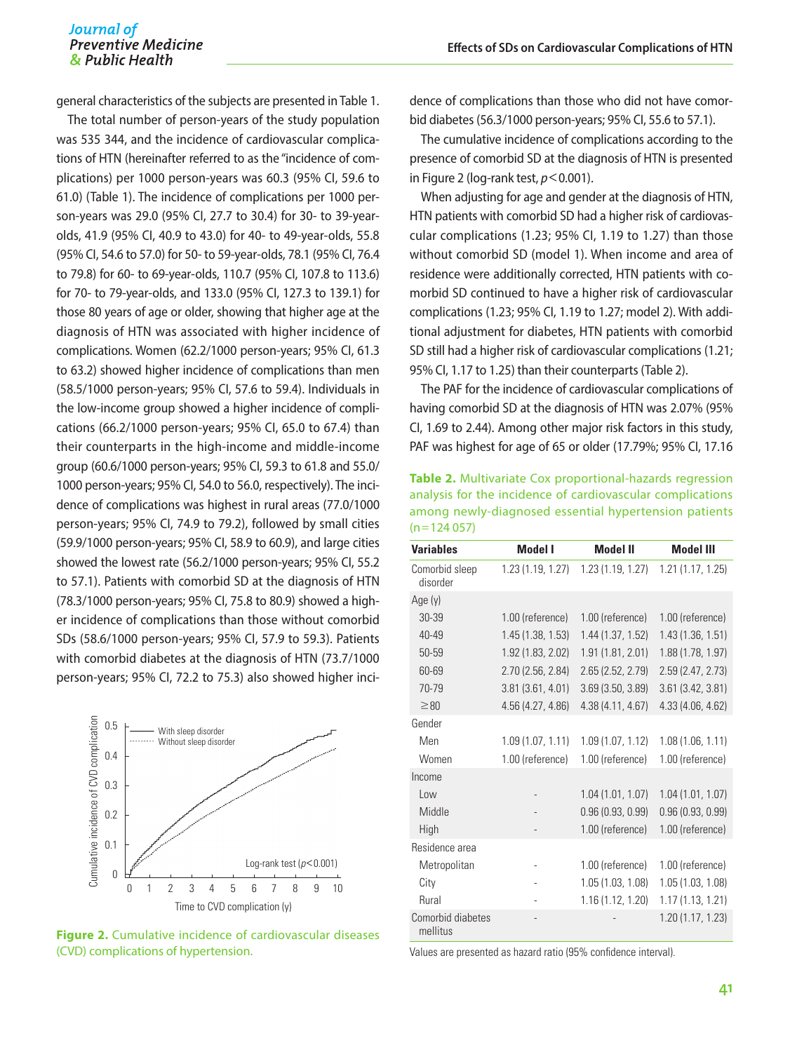general characteristics of the subjects are presented in Table 1.

The total number of person-years of the study population was 535 344, and the incidence of cardiovascular complications of HTN (hereinafter referred to as the "incidence of complications) per 1000 person-years was 60.3 (95% CI, 59.6 to 61.0) (Table 1). The incidence of complications per 1000 person-years was 29.0 (95% CI, 27.7 to 30.4) for 30- to 39-year-olds, 41.9 (95% CI, 40.9 to 43.0) for 40- to 49-year-olds, 55.8 (95% CI, 54.6 to 57.0) for 50- to 59-year-olds, 78.1 (95% CI, 76.4 to 79.8) for 60- to 69-year-olds, 110.7 (95% CI, 107.8 to 113.6) for 70- to 79-year-olds, and 133.0 (95% CI, 127.3 to 139.1) for those 80 years of age or older, showing that higher age at the diagnosis of HTN was associated with higher incidence of complications. Women (62.2/1000 person-years; 95% CI, 61.3 to 63.2) showed higher incidence of complications than men (58.5/1000 person-years; 95% CI, 57.6 to 59.4). Individuals in the low-income group showed a higher incidence of complications (66.2/1000 person-years; 95% CI, 65.0 to 67.4) than their counterparts in the high-income and middle-income group (60.6/1000 person-years; 95% CI, 59.3 to 61.8 and 55.0/1000 person-years; 95% CI, 54.0 to 56.0, respectively). The incidence of complications was highest in rural areas (77.0/1000 person-years; 95% CI, 74.9 to 79.2), followed by small cities (59.9/1000 person-years; 95% CI, 58.9 to 60.9), and large cities showed the lowest rate (56.2/1000 person-years; 95% CI, 55.2 to 57.1). Patients with comorbid SD at the diagnosis of HTN (78.3/1000 person-years; 95% CI, 75.8 to 80.9) showed a higher incidence of complications than those without comorbid SDs (58.6/1000 person-years; 95% CI, 57.9 to 59.3). Patients with comorbid diabetes at the diagnosis of HTN (73.7/1000 person-years; 95% CI, 72.2 to 75.3) also showed higher incidence of complications than those who did not have comorbid diabetes (56.3/1000 person-years; 95% CI, 55.6 to 57.1).

Cumulative incidence of CVD complication
0.5
0.4
0.3
0.2
0.1
0
0 1 2 3 4 5 6 7 8 9 10
Time to CVD complication (y)
With sleep disorder
Without sleep disorder
Log-rank test ($p<0.001$)

**Figure 2.** Cumulative incidence of cardiovascular diseases (CVD) complications of hypertension.

The cumulative incidence of complications according to the presence of comorbid SD at the diagnosis of HTN is presented in Figure 2 (log-rank test, $p<0.001$).

When adjusting for age and gender at the diagnosis of HTN, HTN patients with comorbid SD had a higher risk of cardiovascular complications (1.23; 95% CI, 1.19 to 1.27) than those without comorbid SD (model 1). When income and area of residence were additionally corrected, HTN patients with comorbid SD continued to have a higher risk of cardiovascular complications (1.23; 95% CI, 1.19 to 1.27; model 2). With additional adjustment for diabetes, HTN patients with comorbid SD still had a higher risk of cardiovascular complications (1.21; 95% CI, 1.17 to 1.25) than their counterparts (Table 2).

The PAF for the incidence of cardiovascular complications of having comorbid SD at the diagnosis of HTN was 2.07% (95% CI, 1.69 to 2.44). Among other major risk factors in this study, PAF was highest for age of 65 or older (17.79%; 95% CI, 17.16

**Table 2.** Multivariate Cox proportional-hazards regression analysis for the incidence of cardiovascular complications among newly-diagnosed essential hypertension patients (n=124 057)

| Variables | Model I | Model II | Model III |
|---|---|---|---|
| Comorbid sleep disorder | 1.23 (1.19, 1.27) | 1.23 (1.19, 1.27) | 1.21 (1.17, 1.25) |
| Age (y) | | | |
| 30-39 | 1.00 (reference) | 1.00 (reference) | 1.00 (reference) |
| 40-49 | 1.45 (1.38, 1.53) | 1.44 (1.37, 1.52) | 1.43 (1.36, 1.51) |
| 50-59 | 1.92 (1.83, 2.02) | 1.91 (1.81, 2.01) | 1.88 (1.78, 1.97) |
| 60-69 | 2.70 (2.56, 2.84) | 2.65 (2.52, 2.79) | 2.59 (2.47, 2.73) |
| 70-79 | 3.81 (3.61, 4.01) | 3.69 (3.50, 3.89) | 3.61 (3.42, 3.81) |
| ≥80 | 4.56 (4.27, 4.86) | 4.38 (4.11, 4.67) | 4.33 (4.06, 4.62) |
| Gender | | | |
| Men | 1.09 (1.07, 1.11) | 1.09 (1.07, 1.12) | 1.08 (1.06, 1.11) |
| Women | 1.00 (reference) | 1.00 (reference) | 1.00 (reference) |
| Income | | | |
| Low | - | 1.04 (1.01, 1.07) | 1.04 (1.01, 1.07) |
| Middle | - | 0.96 (0.93, 0.99) | 0.96 (0.93, 0.99) |
| High | - | 1.00 (reference) | 1.00 (reference) |
| Residence area | | | |
| Metropolitan | - | 1.00 (reference) | 1.00 (reference) |
| City | - | 1.05 (1.03, 1.08) | 1.05 (1.03, 1.08) |
| Rural | - | 1.16 (1.12, 1.20) | 1.17 (1.13, 1.21) |
| Comorbid diabetes mellitus | - | - | 1.20 (1.17, 1.23) |

Values are presented as hazard ratio (95% confidence interval).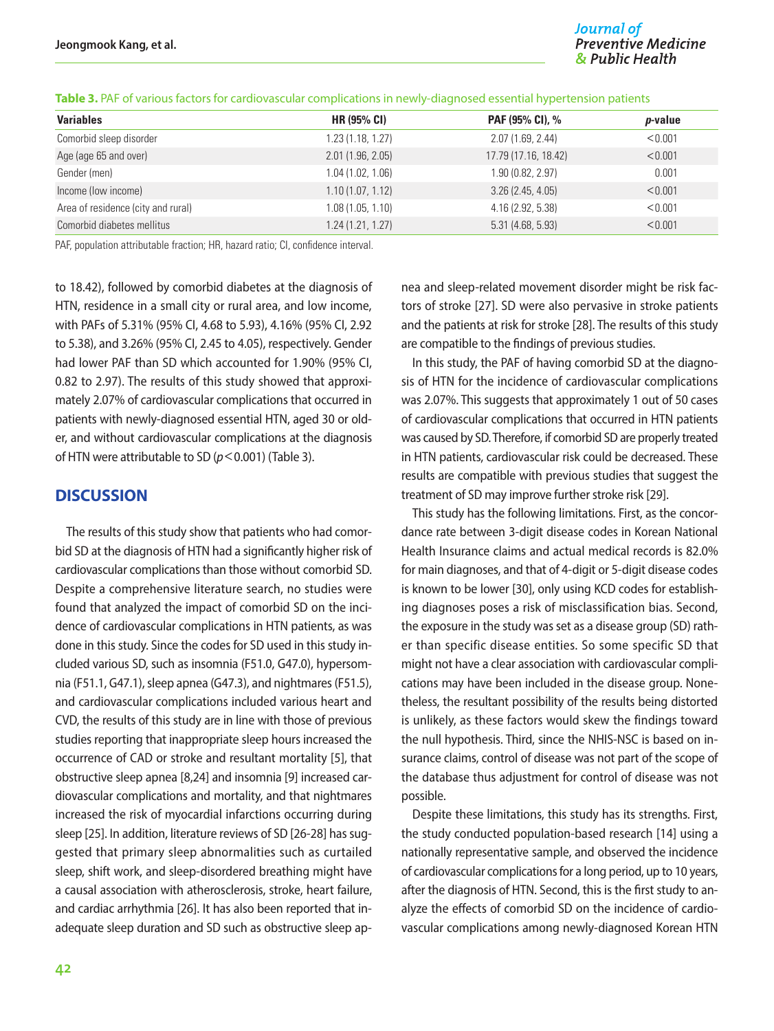**Table 3.** PAF of various factors for cardiovascular complications in newly-diagnosed essential hypertension patients

| Variables | HR (95% CI) | PAF (95% CI), % | *p*-value |
|---|---|---|---|
| Comorbid sleep disorder | 1.23 (1.18, 1.27) | 2.07 (1.69, 2.44) | <0.001 |
| Age (age 65 and over) | 2.01 (1.96, 2.05) | 17.79 (17.16, 18.42) | <0.001 |
| Gender (men) | 1.04 (1.02, 1.06) | 1.90 (0.82, 2.97) | 0.001 |
| Income (low income) | 1.10 (1.07, 1.12) | 3.26 (2.45, 4.05) | <0.001 |
| Area of residence (city and rural) | 1.08 (1.05, 1.10) | 4.16 (2.92, 5.38) | <0.001 |
| Comorbid diabetes mellitus | 1.24 (1.21, 1.27) | 5.31 (4.68, 5.93) | <0.001 |

PAF, population attributable fraction; HR, hazard ratio; CI, confidence interval.

to 18.42), followed by comorbid diabetes at the diagnosis of HTN, residence in a small city or rural area, and low income, with PAFs of 5.31% (95% CI, 4.68 to 5.93), 4.16% (95% CI, 2.92 to 5.38), and 3.26% (95% CI, 2.45 to 4.05), respectively. Gender had lower PAF than SD which accounted for 1.90% (95% CI, 0.82 to 2.97). The results of this study showed that approximately 2.07% of cardiovascular complications that occurred in patients with newly-diagnosed essential HTN, aged 30 or older, and without cardiovascular complications at the diagnosis of HTN were attributable to SD ($p<0.001$) (Table 3).

## DISCUSSION

The results of this study show that patients who had comorbid SD at the diagnosis of HTN had a significantly higher risk of cardiovascular complications than those without comorbid SD. Despite a comprehensive literature search, no studies were found that analyzed the impact of comorbid SD on the incidence of cardiovascular complications in HTN patients, as was done in this study. Since the codes for SD used in this study included various SD, such as insomnia (F51.0, G47.0), hypersomnia (F51.1, G47.1), sleep apnea (G47.3), and nightmares (F51.5), and cardiovascular complications included various heart and CVD, the results of this study are in line with those of previous studies reporting that inappropriate sleep hours increased the occurrence of CAD or stroke and resultant mortality [5], that obstructive sleep apnea [8,24] and insomnia [9] increased cardiovascular complications and mortality, and that nightmares increased the risk of myocardial infarctions occurring during sleep [25]. In addition, literature reviews of SD [26-28] has suggested that primary sleep abnormalities such as curtailed sleep, shift work, and sleep-disordered breathing might have a causal association with atherosclerosis, stroke, heart failure, and cardiac arrhythmia [26]. It has also been reported that inadequate sleep duration and SD such as obstructive sleep apnea and sleep-related movement disorder might be risk factors of stroke [27]. SD were also pervasive in stroke patients and the patients at risk for stroke [28]. The results of this study are compatible to the findings of previous studies.

In this study, the PAF of having comorbid SD at the diagnosis of HTN for the incidence of cardiovascular complications was 2.07%. This suggests that approximately 1 out of 50 cases of cardiovascular complications that occurred in HTN patients was caused by SD. Therefore, if comorbid SD are properly treated in HTN patients, cardiovascular risk could be decreased. These results are compatible with previous studies that suggest the treatment of SD may improve further stroke risk [29].

This study has the following limitations. First, as the concordance rate between 3-digit disease codes in Korean National Health Insurance claims and actual medical records is 82.0% for main diagnoses, and that of 4-digit or 5-digit disease codes is known to be lower [30], only using KCD codes for establishing diagnoses poses a risk of misclassification bias. Second, the exposure in the study was set as a disease group (SD) rather than specific disease entities. So some specific SD that might not have a clear association with cardiovascular complications may have been included in the disease group. Nonetheless, the resultant possibility of the results being distorted is unlikely, as these factors would skew the findings toward the null hypothesis. Third, since the NHIS-NSC is based on insurance claims, control of disease was not part of the scope of the database thus adjustment for control of disease was not possible.

Despite these limitations, this study has its strengths. First, the study conducted population-based research [14] using a nationally representative sample, and observed the incidence of cardiovascular complications for a long period, up to 10 years, after the diagnosis of HTN. Second, this is the first study to analyze the effects of comorbid SD on the incidence of cardiovascular complications among newly-diagnosed Korean HTN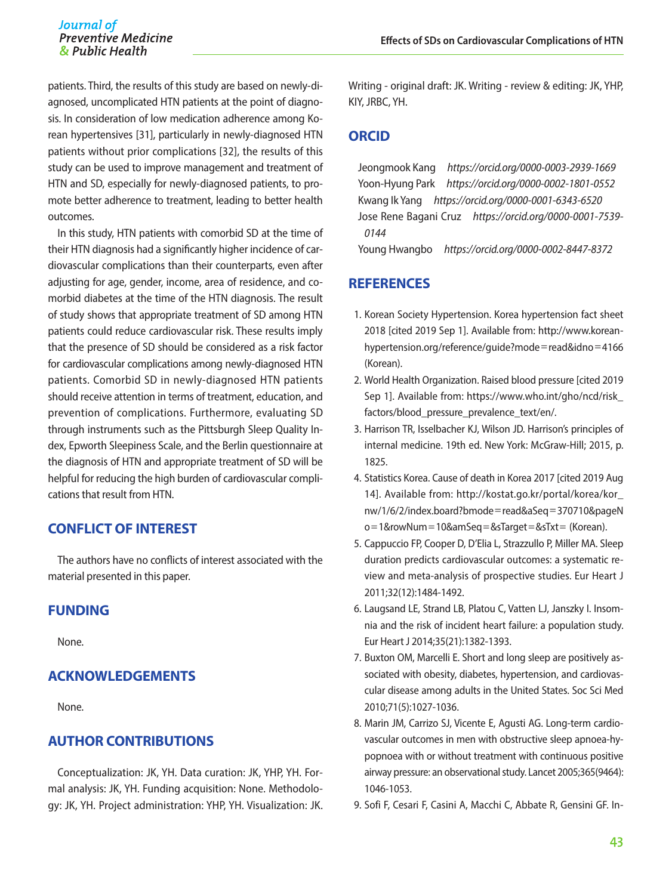patients. Third, the results of this study are based on newly-diagnosed, uncomplicated HTN patients at the point of diagnosis. In consideration of low medication adherence among Korean hypertensives [31], particularly in newly-diagnosed HTN patients without prior complications [32], the results of this study can be used to improve management and treatment of HTN and SD, especially for newly-diagnosed patients, to promote better adherence to treatment, leading to better health outcomes.

In this study, HTN patients with comorbid SD at the time of their HTN diagnosis had a significantly higher incidence of cardiovascular complications than their counterparts, even after adjusting for age, gender, income, area of residence, and comorbid diabetes at the time of the HTN diagnosis. The result of study shows that appropriate treatment of SD among HTN patients could reduce cardiovascular risk. These results imply that the presence of SD should be considered as a risk factor for cardiovascular complications among newly-diagnosed HTN patients. Comorbid SD in newly-diagnosed HTN patients should receive attention in terms of treatment, education, and prevention of complications. Furthermore, evaluating SD through instruments such as the Pittsburgh Sleep Quality Index, Epworth Sleepiness Scale, and the Berlin questionnaire at the diagnosis of HTN and appropriate treatment of SD will be helpful for reducing the high burden of cardiovascular complications that result from HTN.

## CONFLICT OF INTEREST

The authors have no conflicts of interest associated with the material presented in this paper.

## FUNDING

None.

## ACKNOWLEDGEMENTS

None.

## AUTHOR CONTRIBUTIONS

Conceptualization: JK, YH. Data curation: JK, YHP, YH. Formal analysis: JK, YH. Funding acquisition: None. Methodology: JK, YH. Project administration: YHP, YH. Visualization: JK. Writing - original draft: JK. Writing - review & editing: JK, YHP, KIY, JRBC, YH.

## ORCID

Jeongmook Kang *https://orcid.org/0000-0003-2939-1669*
Yoon-Hyung Park *https://orcid.org/0000-0002-1801-0552*
Kwang Ik Yang *https://orcid.org/0000-0001-6343-6520*
Jose Rene Bagani Cruz *https://orcid.org/0000-0001-7539-0144*
Young Hwangbo *https://orcid.org/0000-0002-8447-8372*

## REFERENCES

1. Korean Society Hypertension. Korea hypertension fact sheet 2018 [cited 2019 Sep 1]. Available from: http://www.koreanhypertension.org/reference/guide?mode=read&idno=4166 (Korean).
2. World Health Organization. Raised blood pressure [cited 2019 Sep 1]. Available from: https://www.who.int/gho/ncd/risk_factors/blood_pressure_prevalence_text/en/.
3. Harrison TR, Isselbacher KJ, Wilson JD. Harrison's principles of internal medicine. 19th ed. New York: McGraw-Hill; 2015, p. 1825.
4. Statistics Korea. Cause of death in Korea 2017 [cited 2019 Aug 14]. Available from: http://kostat.go.kr/portal/korea/kor_nw/1/6/2/index.board?bmode=read&aSeq=370710&pageNo=1&rowNum=10&amSeq=&sTarget=&sTxt= (Korean).
5. Cappuccio FP, Cooper D, D'Elia L, Strazzullo P, Miller MA. Sleep duration predicts cardiovascular outcomes: a systematic review and meta-analysis of prospective studies. Eur Heart J 2011;32(12):1484-1492.
6. Laugsand LE, Strand LB, Platou C, Vatten LJ, Janszky I. Insomnia and the risk of incident heart failure: a population study. Eur Heart J 2014;35(21):1382-1393.
7. Buxton OM, Marcelli E. Short and long sleep are positively associated with obesity, diabetes, hypertension, and cardiovascular disease among adults in the United States. Soc Sci Med 2010;71(5):1027-1036.
8. Marin JM, Carrizo SJ, Vicente E, Agusti AG. Long-term cardiovascular outcomes in men with obstructive sleep apnoea-hypopnoea with or without treatment with continuous positive airway pressure: an observational study. Lancet 2005;365(9464):1046-1053.
9. Sofi F, Cesari F, Casini A, Macchi C, Abbate R, Gensini GF. In-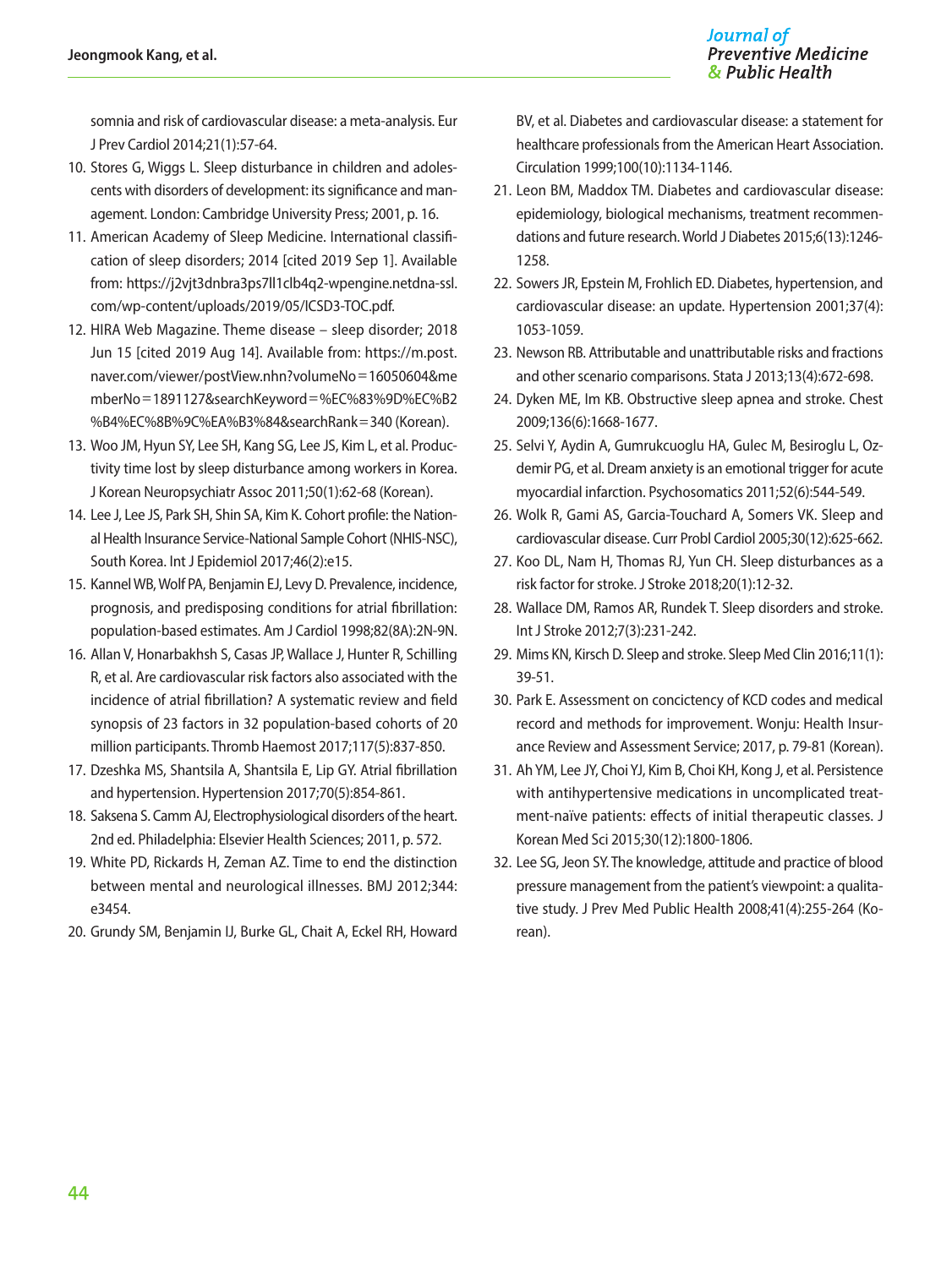somnia and risk of cardiovascular disease: a meta-analysis. Eur J Prev Cardiol 2014;21(1):57-64.

10. Stores G, Wiggs L. Sleep disturbance in children and adolescents with disorders of development: its significance and management. London: Cambridge University Press; 2001, p. 16.
11. American Academy of Sleep Medicine. International classification of sleep disorders; 2014 [cited 2019 Sep 1]. Available from: https://j2vjt3dnbra3ps7ll1clb4q2-wpengine.netdna-ssl.com/wp-content/uploads/2019/05/ICSD3-TOC.pdf.
12. HIRA Web Magazine. Theme disease – sleep disorder; 2018 Jun 15 [cited 2019 Aug 14]. Available from: https://m.post.naver.com/viewer/postView.nhn?volumeNo=16050604&memberNo=1891127&searchKeyword=%EC%83%9D%EC%B2%B4%EC%8B%9C%EA%B3%84&searchRank=340 (Korean).
13. Woo JM, Hyun SY, Lee SH, Kang SG, Lee JS, Kim L, et al. Productivity time lost by sleep disturbance among workers in Korea. J Korean Neuropsychiatr Assoc 2011;50(1):62-68 (Korean).
14. Lee J, Lee JS, Park SH, Shin SA, Kim K. Cohort profile: the National Health Insurance Service-National Sample Cohort (NHIS-NSC), South Korea. Int J Epidemiol 2017;46(2):e15.
15. Kannel WB, Wolf PA, Benjamin EJ, Levy D. Prevalence, incidence, prognosis, and predisposing conditions for atrial fibrillation: population-based estimates. Am J Cardiol 1998;82(8A):2N-9N.
16. Allan V, Honarbakhsh S, Casas JP, Wallace J, Hunter R, Schilling R, et al. Are cardiovascular risk factors also associated with the incidence of atrial fibrillation? A systematic review and field synopsis of 23 factors in 32 population-based cohorts of 20 million participants. Thromb Haemost 2017;117(5):837-850.
17. Dzeshka MS, Shantsila A, Shantsila E, Lip GY. Atrial fibrillation and hypertension. Hypertension 2017;70(5):854-861.
18. Saksena S. Camm AJ, Electrophysiological disorders of the heart. 2nd ed. Philadelphia: Elsevier Health Sciences; 2011, p. 572.
19. White PD, Rickards H, Zeman AZ. Time to end the distinction between mental and neurological illnesses. BMJ 2012;344:e3454.
20. Grundy SM, Benjamin IJ, Burke GL, Chait A, Eckel RH, Howard BV, et al. Diabetes and cardiovascular disease: a statement for healthcare professionals from the American Heart Association. Circulation 1999;100(10):1134-1146.
21. Leon BM, Maddox TM. Diabetes and cardiovascular disease: epidemiology, biological mechanisms, treatment recommendations and future research. World J Diabetes 2015;6(13):1246-1258.
22. Sowers JR, Epstein M, Frohlich ED. Diabetes, hypertension, and cardiovascular disease: an update. Hypertension 2001;37(4):1053-1059.
23. Newson RB. Attributable and unattributable risks and fractions and other scenario comparisons. Stata J 2013;13(4):672-698.
24. Dyken ME, Im KB. Obstructive sleep apnea and stroke. Chest 2009;136(6):1668-1677.
25. Selvi Y, Aydin A, Gumrukcuoglu HA, Gulec M, Besiroglu L, Ozdemir PG, et al. Dream anxiety is an emotional trigger for acute myocardial infarction. Psychosomatics 2011;52(6):544-549.
26. Wolk R, Gami AS, Garcia-Touchard A, Somers VK. Sleep and cardiovascular disease. Curr Probl Cardiol 2005;30(12):625-662.
27. Koo DL, Nam H, Thomas RJ, Yun CH. Sleep disturbances as a risk factor for stroke. J Stroke 2018;20(1):12-32.
28. Wallace DM, Ramos AR, Rundek T. Sleep disorders and stroke. Int J Stroke 2012;7(3):231-242.
29. Mims KN, Kirsch D. Sleep and stroke. Sleep Med Clin 2016;11(1):39-51.
30. Park E. Assessment on concictency of KCD codes and medical record and methods for improvement. Wonju: Health Insurance Review and Assessment Service; 2017, p. 79-81 (Korean).
31. Ah YM, Lee JY, Choi YJ, Kim B, Choi KH, Kong J, et al. Persistence with antihypertensive medications in uncomplicated treatment-naïve patients: effects of initial therapeutic classes. J Korean Med Sci 2015;30(12):1800-1806.
32. Lee SG, Jeon SY. The knowledge, attitude and practice of blood pressure management from the patient's viewpoint: a qualitative study. J Prev Med Public Health 2008;41(4):255-264 (Korean).